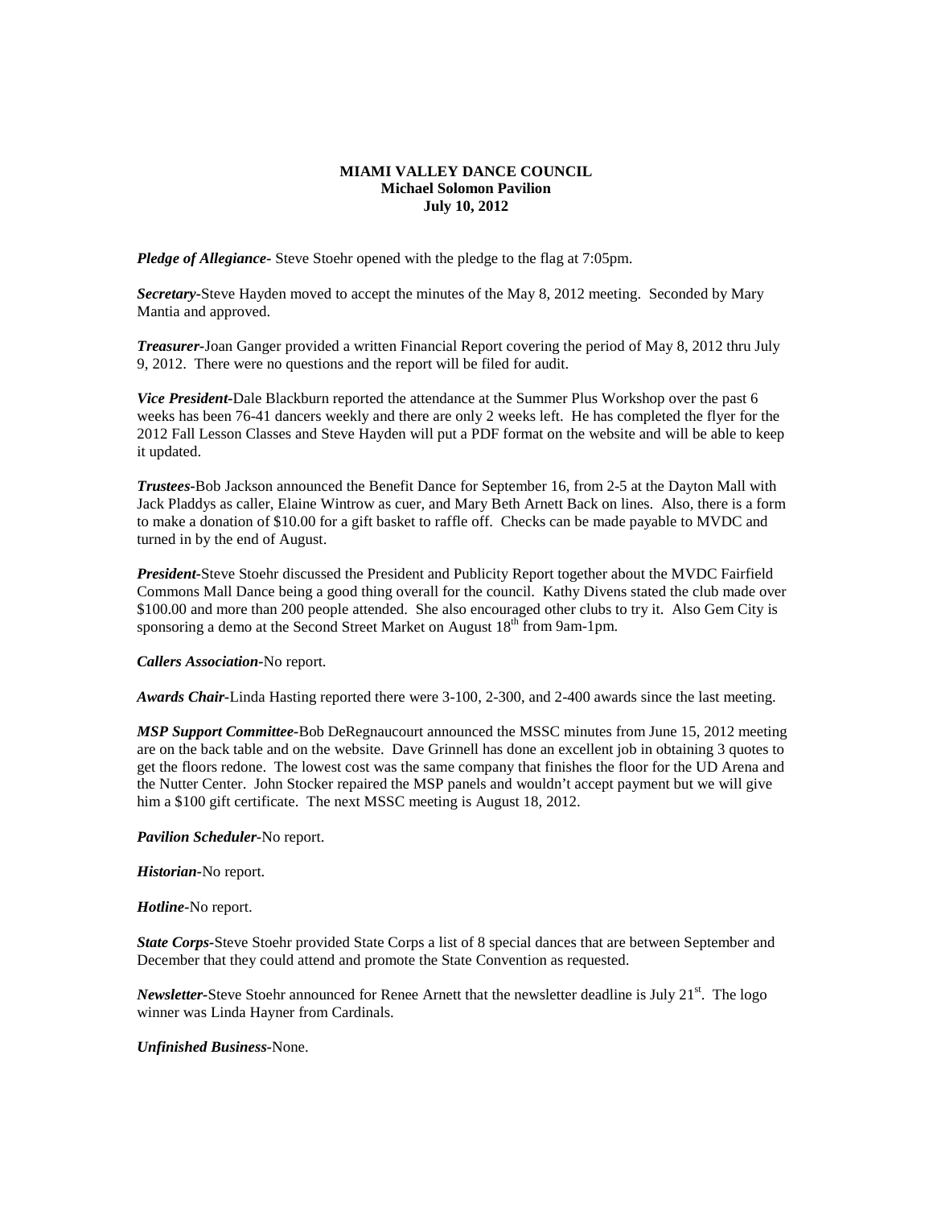**MIAMI VALLEY DANCE COUNCIL**
**Michael Solomon Pavilion**
**July 10, 2012**

***Pledge of Allegiance-*** Steve Stoehr opened with the pledge to the flag at 7:05pm.

***Secretary-***Steve Hayden moved to accept the minutes of the May 8, 2012 meeting. Seconded by Mary Mantia and approved.

***Treasurer-***Joan Ganger provided a written Financial Report covering the period of May 8, 2012 thru July 9, 2012. There were no questions and the report will be filed for audit.

***Vice President-***Dale Blackburn reported the attendance at the Summer Plus Workshop over the past 6 weeks has been 76-41 dancers weekly and there are only 2 weeks left. He has completed the flyer for the 2012 Fall Lesson Classes and Steve Hayden will put a PDF format on the website and will be able to keep it updated.

***Trustees-***Bob Jackson announced the Benefit Dance for September 16, from 2-5 at the Dayton Mall with Jack Pladdys as caller, Elaine Wintrow as cuer, and Mary Beth Arnett Back on lines. Also, there is a form to make a donation of $10.00 for a gift basket to raffle off. Checks can be made payable to MVDC and turned in by the end of August.

***President-***Steve Stoehr discussed the President and Publicity Report together about the MVDC Fairfield Commons Mall Dance being a good thing overall for the council. Kathy Divens stated the club made over $100.00 and more than 200 people attended. She also encouraged other clubs to try it. Also Gem City is sponsoring a demo at the Second Street Market on August 18th from 9am-1pm.

***Callers Association-***No report.

***Awards Chair-***Linda Hasting reported there were 3-100, 2-300, and 2-400 awards since the last meeting.

***MSP Support Committee-***Bob DeRegnaucourt announced the MSSC minutes from June 15, 2012 meeting are on the back table and on the website. Dave Grinnell has done an excellent job in obtaining 3 quotes to get the floors redone. The lowest cost was the same company that finishes the floor for the UD Arena and the Nutter Center. John Stocker repaired the MSP panels and wouldn't accept payment but we will give him a $100 gift certificate. The next MSSC meeting is August 18, 2012.

***Pavilion Scheduler-***No report.

***Historian-***No report.

***Hotline-***No report.

***State Corps-***Steve Stoehr provided State Corps a list of 8 special dances that are between September and December that they could attend and promote the State Convention as requested.

***Newsletter-***Steve Stoehr announced for Renee Arnett that the newsletter deadline is July 21st. The logo winner was Linda Hayner from Cardinals.

***Unfinished Business-***None.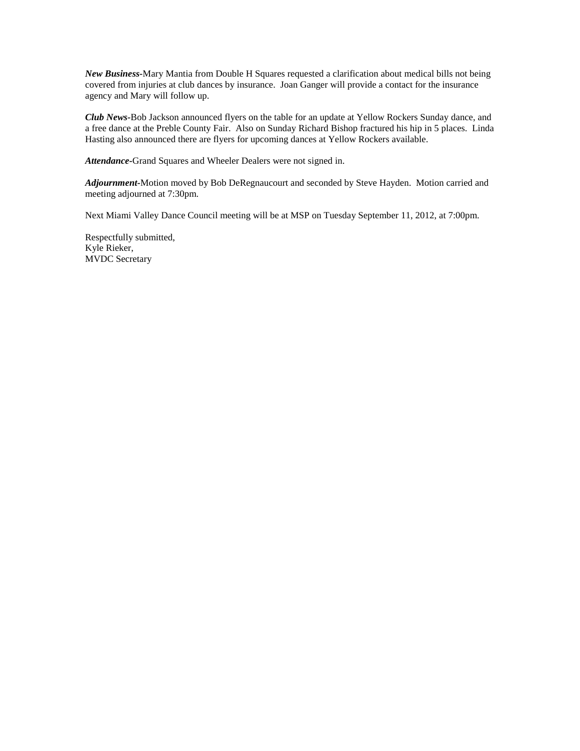***New Business***-Mary Mantia from Double H Squares requested a clarification about medical bills not being covered from injuries at club dances by insurance. Joan Ganger will provide a contact for the insurance agency and Mary will follow up.

***Club News***-Bob Jackson announced flyers on the table for an update at Yellow Rockers Sunday dance, and a free dance at the Preble County Fair. Also on Sunday Richard Bishop fractured his hip in 5 places. Linda Hasting also announced there are flyers for upcoming dances at Yellow Rockers available.

***Attendance***-Grand Squares and Wheeler Dealers were not signed in.

***Adjournment***-Motion moved by Bob DeRegnaucourt and seconded by Steve Hayden. Motion carried and meeting adjourned at 7:30pm.

Next Miami Valley Dance Council meeting will be at MSP on Tuesday September 11, 2012, at 7:00pm.

Respectfully submitted,
Kyle Rieker,
MVDC Secretary